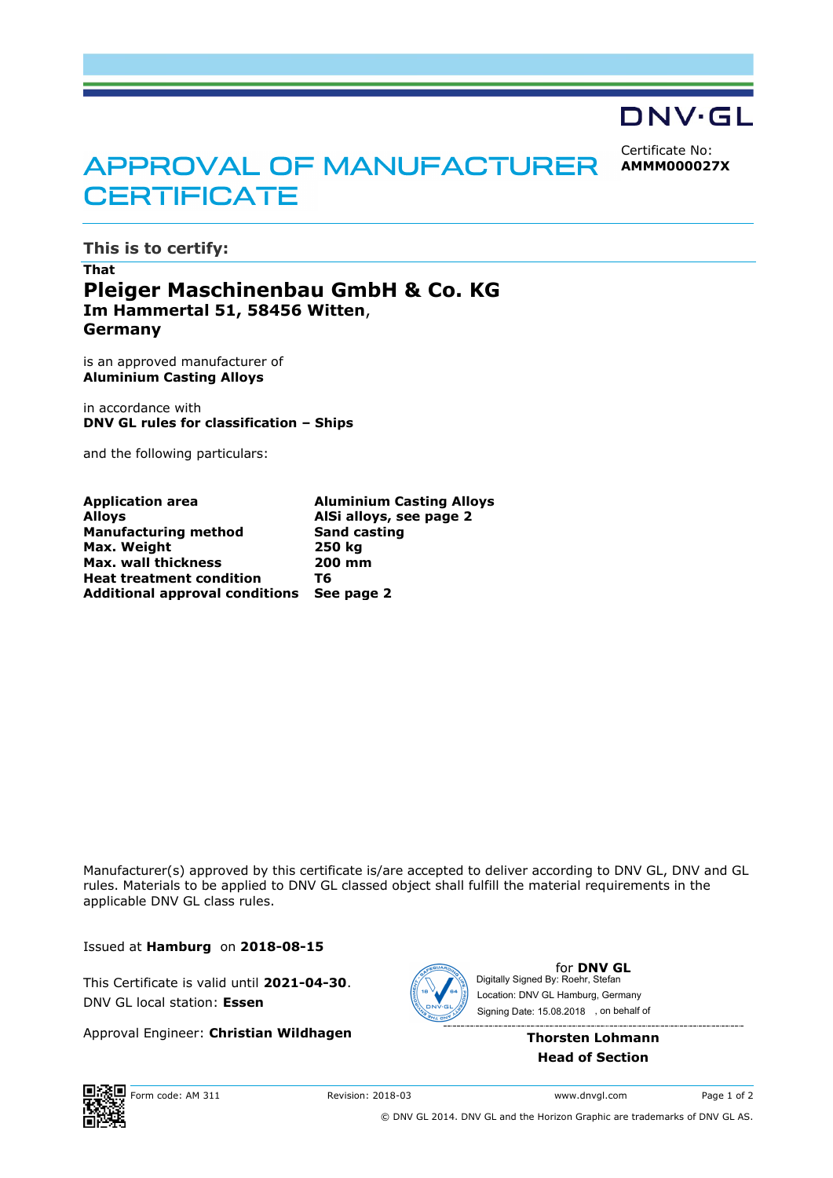DNV·GL

# APPROVAL OF MANUFACTURER CERTIFICATE

Certificate No:
**AMMM000027X**

## This is to certify:

**That**
**Pleiger Maschinenbau GmbH & Co. KG**
**Im Hammertal 51, 58456 Witten**,
**Germany**

is an approved manufacturer of
**Aluminium Casting Alloys**

in accordance with
**DNV GL rules for classification – Ships**

and the following particulars:

| | |
|---|---|
| **Application area** | **Aluminium Casting Alloys** |
| **Alloys** | **AlSi alloys, see page 2** |
| **Manufacturing method** | **Sand casting** |
| **Max. Weight** | **250 kg** |
| **Max. wall thickness** | **200 mm** |
| **Heat treatment condition** | **T6** |
| **Additional approval conditions** | **See page 2** |

Manufacturer(s) approved by this certificate is/are accepted to deliver according to DNV GL, DNV and GL rules. Materials to be applied to DNV GL classed object shall fulfill the material requirements in the applicable DNV GL class rules.

Issued at **Hamburg** on **2018-08-15**

This Certificate is valid until **2021-04-30**.
DNV GL local station: **Essen**

Approval Engineer: **Christian Wildhagen**

for **DNV GL**
Digitally Signed By: Roehr, Stefan
Location: DNV GL Hamburg, Germany
Signing Date: 15.08.2018 , on behalf of

**Thorsten Lohmann**
**Head of Section**

Form code: AM 311 Revision: 2018-03 www.dnvgl.com

© DNV GL 2014. DNV GL and the Horizon Graphic are trademarks of DNV GL AS.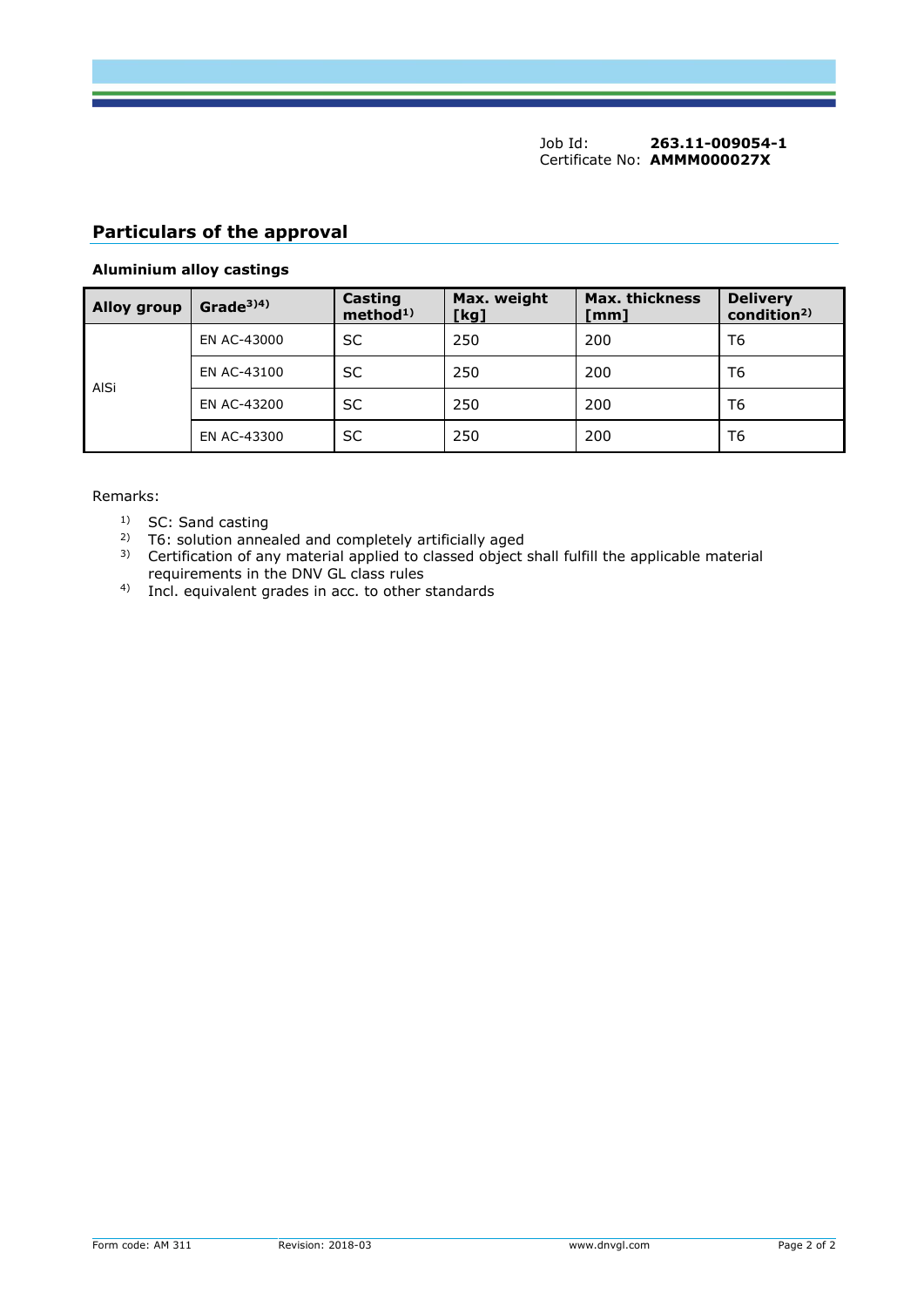Job Id: **263.11-009054-1**
Certificate No: **AMMM000027X**

## Particulars of the approval

### Aluminium alloy castings

| Alloy group | Grade[3)4)] | Casting method[1)] | Max. weight [kg] | Max. thickness [mm] | Delivery condition[2)] |
|---|---|---|---|---|---|
| AlSi | EN AC-43000 | SC | 250 | 200 | T6 |
| | EN AC-43100 | SC | 250 | 200 | T6 |
| | EN AC-43200 | SC | 250 | 200 | T6 |
| | EN AC-43300 | SC | 250 | 200 | T6 |

Remarks:

1) SC: Sand casting
2) T6: solution annealed and completely artificially aged
3) Certification of any material applied to classed object shall fulfill the applicable material requirements in the DNV GL class rules
4) Incl. equivalent grades in acc. to other standards